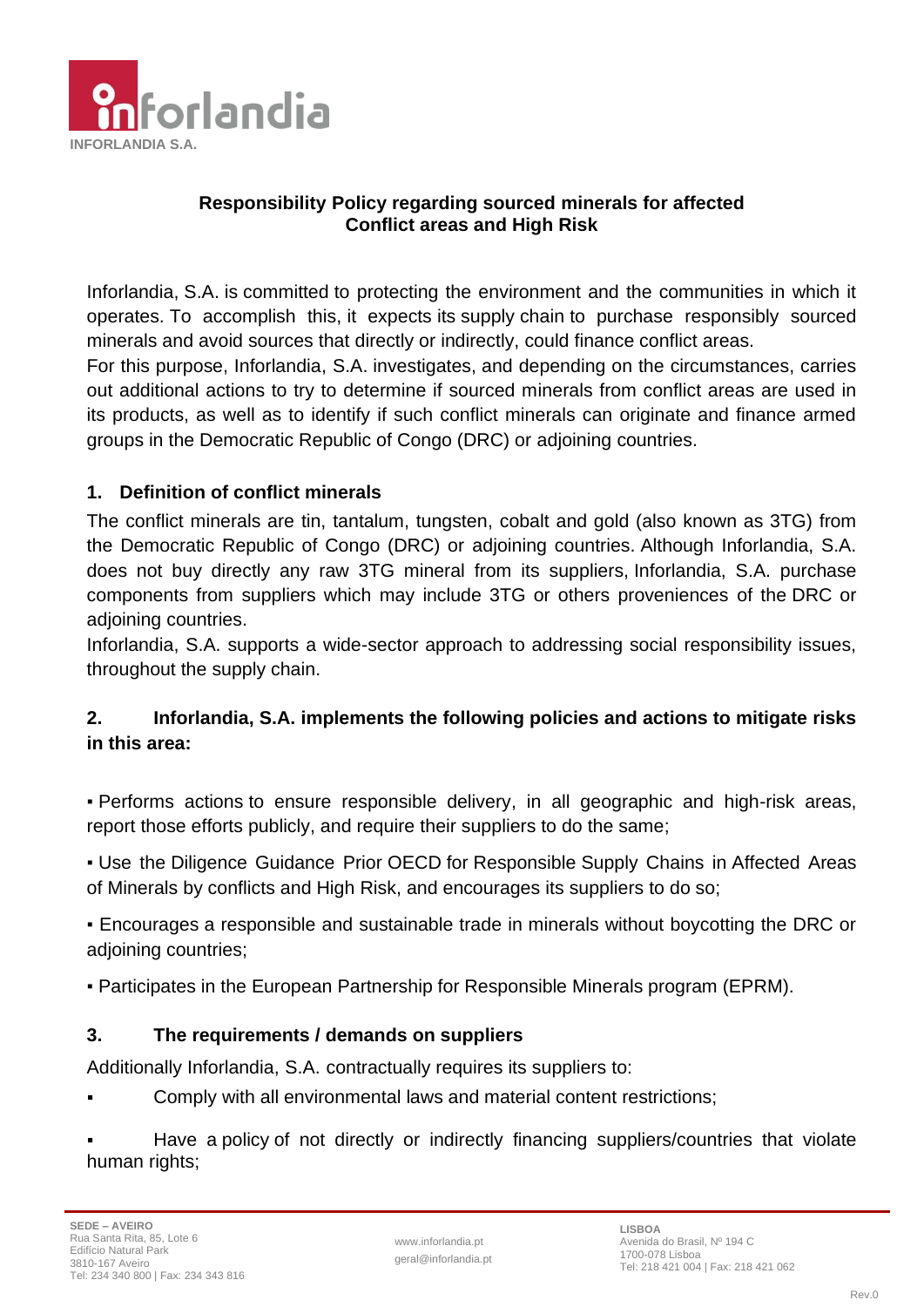INFORLANDIA S.A.

**Responsibility Policy regarding sourced minerals for affected Conflict areas and High Risk**

Inforlandia, S.A. is committed to protecting the environment and the communities in which it operates. To accomplish this, it expects its supply chain to purchase responsibly sourced minerals and avoid sources that directly or indirectly, could finance conflict areas.
For this purpose, Inforlandia, S.A. investigates, and depending on the circumstances, carries out additional actions to try to determine if sourced minerals from conflict areas are used in its products, as well as to identify if such conflict minerals can originate and finance armed groups in the Democratic Republic of Congo (DRC) or adjoining countries.

## 1. Definition of conflict minerals

The conflict minerals are tin, tantalum, tungsten, cobalt and gold (also known as 3TG) from the Democratic Republic of Congo (DRC) or adjoining countries. Although Inforlandia, S.A. does not buy directly any raw 3TG mineral from its suppliers, Inforlandia, S.A. purchase components from suppliers which may include 3TG or others proveniences of the DRC or adjoining countries.
Inforlandia, S.A. supports a wide-sector approach to addressing social responsibility issues, throughout the supply chain.

## 2. Inforlandia, S.A. implements the following policies and actions to mitigate risks in this area:

- Performs actions to ensure responsible delivery, in all geographic and high-risk areas, report those efforts publicly, and require their suppliers to do the same;
- Use the Diligence Guidance Prior OECD for Responsible Supply Chains in Affected Areas of Minerals by conflicts and High Risk, and encourages its suppliers to do so;
- Encourages a responsible and sustainable trade in minerals without boycotting the DRC or adjoining countries;
- Participates in the European Partnership for Responsible Minerals program (EPRM).

## 3. The requirements / demands on suppliers

Additionally Inforlandia, S.A. contractually requires its suppliers to:

- Comply with all environmental laws and material content restrictions;
- Have a policy of not directly or indirectly financing suppliers/countries that violate human rights;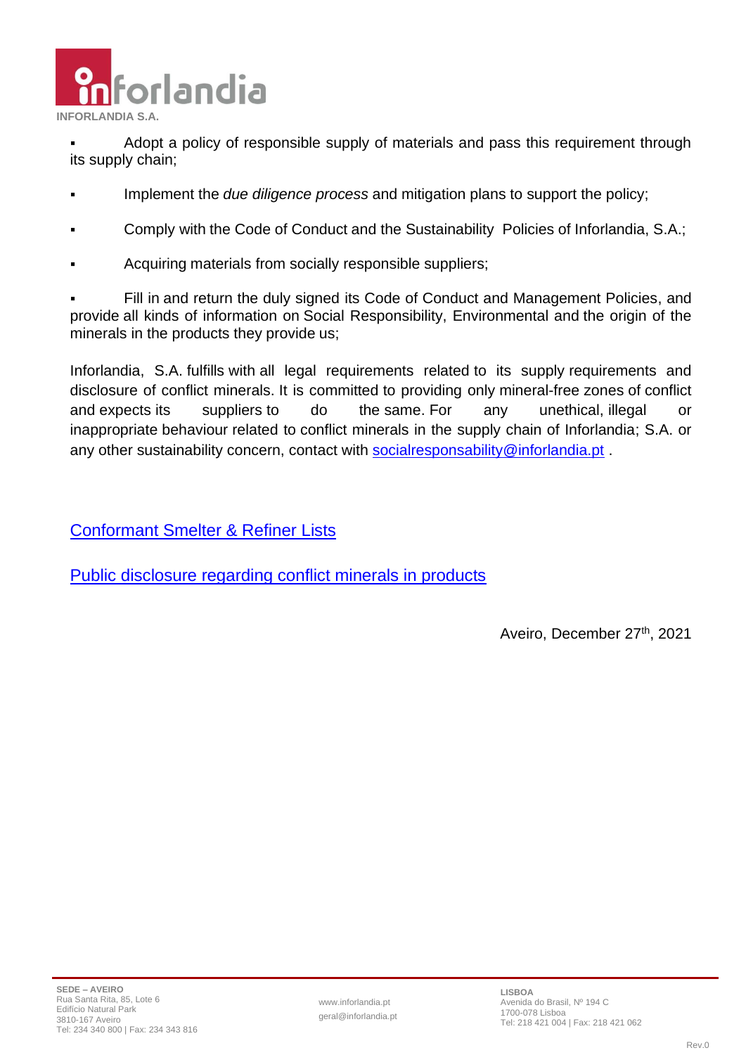- Adopt a policy of responsible supply of materials and pass this requirement through its supply chain;
- Implement the *due diligence process* and mitigation plans to support the policy;
- Comply with the Code of Conduct and the Sustainability Policies of Inforlandia, S.A.;
- Acquiring materials from socially responsible suppliers;
- Fill in and return the duly signed its Code of Conduct and Management Policies, and provide all kinds of information on Social Responsibility, Environmental and the origin of the minerals in the products they provide us;

Inforlandia, S.A. fulfills with all legal requirements related to its supply requirements and disclosure of conflict minerals. It is committed to providing only mineral-free zones of conflict and expects its suppliers to do the same. For any unethical, illegal or inappropriate behaviour related to conflict minerals in the supply chain of Inforlandia; S.A. or any other sustainability concern, contact with socialresponsability@inforlandia.pt .

Conformant Smelter & Refiner Lists

Public disclosure regarding conflict minerals in products

Aveiro, December 27th, 2021